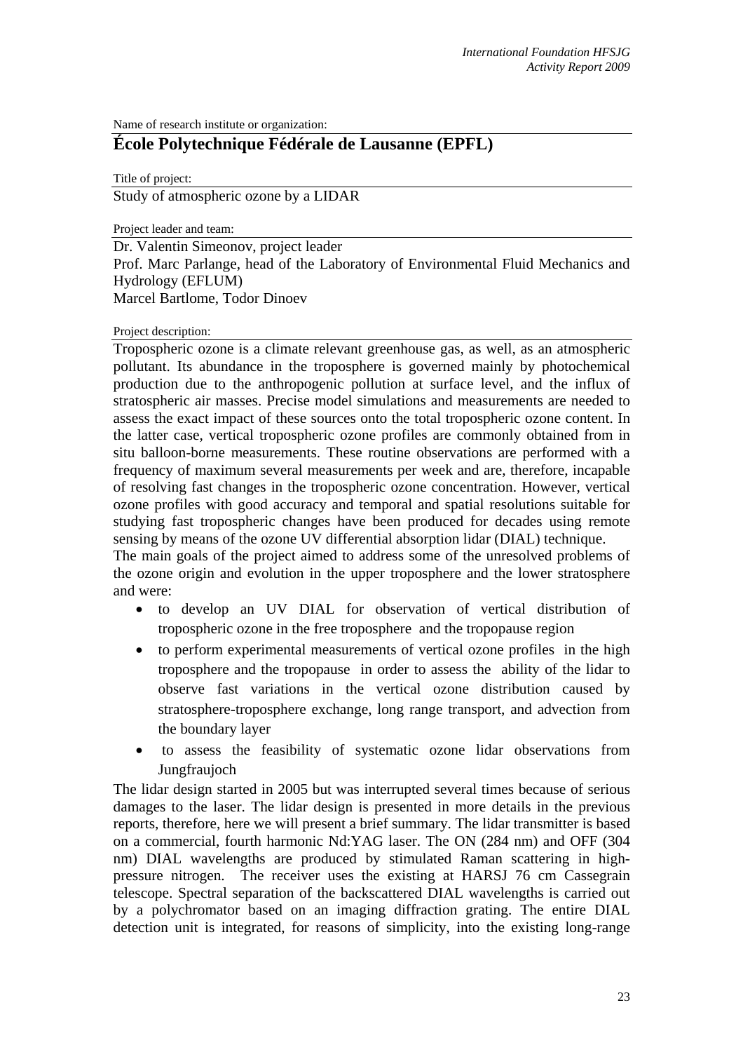Name of research institute or organization:

# École Polytechnique Fédérale de Lausanne (EPFL)

Title of project:

Study of atmospheric ozone by a LIDAR

Project leader and team:

Dr. Valentin Simeonov, project leader
Prof. Marc Parlange, head of the Laboratory of Environmental Fluid Mechanics and Hydrology (EFLUM)
Marcel Bartlome, Todor Dinoev

Project description:

Tropospheric ozone is a climate relevant greenhouse gas, as well, as an atmospheric pollutant. Its abundance in the troposphere is governed mainly by photochemical production due to the anthropogenic pollution at surface level, and the influx of stratospheric air masses. Precise model simulations and measurements are needed to assess the exact impact of these sources onto the total tropospheric ozone content. In the latter case, vertical tropospheric ozone profiles are commonly obtained from in situ balloon-borne measurements. These routine observations are performed with a frequency of maximum several measurements per week and are, therefore, incapable of resolving fast changes in the tropospheric ozone concentration. However, vertical ozone profiles with good accuracy and temporal and spatial resolutions suitable for studying fast tropospheric changes have been produced for decades using remote sensing by means of the ozone UV differential absorption lidar (DIAL) technique.

The main goals of the project aimed to address some of the unresolved problems of the ozone origin and evolution in the upper troposphere and the lower stratosphere and were:

- to develop an UV DIAL for observation of vertical distribution of tropospheric ozone in the free troposphere and the tropopause region
- to perform experimental measurements of vertical ozone profiles in the high troposphere and the tropopause in order to assess the ability of the lidar to observe fast variations in the vertical ozone distribution caused by stratosphere-troposphere exchange, long range transport, and advection from the boundary layer
- to assess the feasibility of systematic ozone lidar observations from Jungfraujoch

The lidar design started in 2005 but was interrupted several times because of serious damages to the laser. The lidar design is presented in more details in the previous reports, therefore, here we will present a brief summary. The lidar transmitter is based on a commercial, fourth harmonic Nd:YAG laser. The ON (284 nm) and OFF (304 nm) DIAL wavelengths are produced by stimulated Raman scattering in high-pressure nitrogen. The receiver uses the existing at HARSJ 76 cm Cassegrain telescope. Spectral separation of the backscattered DIAL wavelengths is carried out by a polychromator based on an imaging diffraction grating. The entire DIAL detection unit is integrated, for reasons of simplicity, into the existing long-range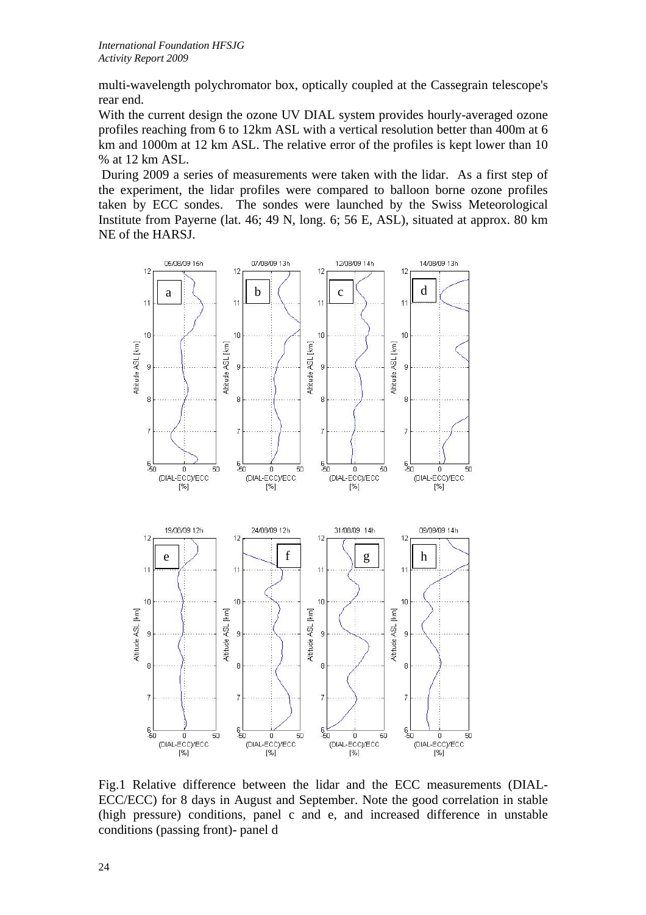multi-wavelength polychromator box, optically coupled at the Cassegrain telescope's rear end.

With the current design the ozone UV DIAL system provides hourly-averaged ozone profiles reaching from 6 to 12km ASL with a vertical resolution better than 400m at 6 km and 1000m at 12 km ASL. The relative error of the profiles is kept lower than 10 % at 12 km ASL.

During 2009 a series of measurements were taken with the lidar. As a first step of the experiment, the lidar profiles were compared to balloon borne ozone profiles taken by ECC sondes. The sondes were launched by the Swiss Meteorological Institute from Payerne (lat. 46; 49 N, long. 6; 56 E, ASL), situated at approx. 80 km NE of the HARSJ.

Fig.1 Relative difference between the lidar and the ECC measurements (DIAL-ECC/ECC) for 8 days in August and September. Note the good correlation in stable (high pressure) conditions, panel c and e, and increased difference in unstable conditions (passing front)- panel d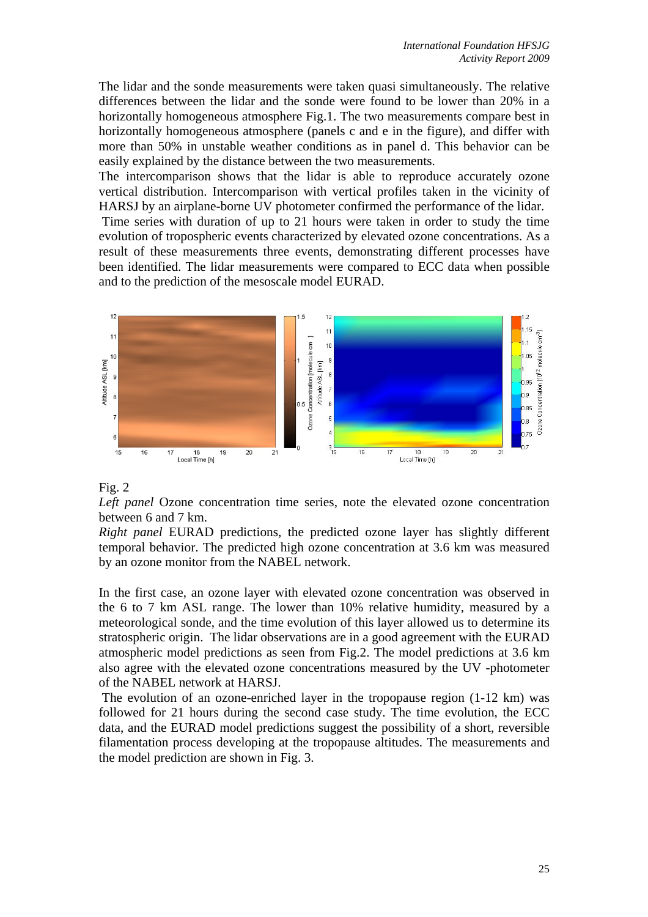The lidar and the sonde measurements were taken quasi simultaneously. The relative differences between the lidar and the sonde were found to be lower than 20% in a horizontally homogeneous atmosphere Fig.1. The two measurements compare best in horizontally homogeneous atmosphere (panels c and e in the figure), and differ with more than 50% in unstable weather conditions as in panel d. This behavior can be easily explained by the distance between the two measurements.

The intercomparison shows that the lidar is able to reproduce accurately ozone vertical distribution. Intercomparison with vertical profiles taken in the vicinity of HARSJ by an airplane-borne UV photometer confirmed the performance of the lidar.

Time series with duration of up to 21 hours were taken in order to study the time evolution of tropospheric events characterized by elevated ozone concentrations. As a result of these measurements three events, demonstrating different processes have been identified. The lidar measurements were compared to ECC data when possible and to the prediction of the mesoscale model EURAD.

Fig. 2

*Left panel* Ozone concentration time series, note the elevated ozone concentration between 6 and 7 km.

*Right panel* EURAD predictions, the predicted ozone layer has slightly different temporal behavior. The predicted high ozone concentration at 3.6 km was measured by an ozone monitor from the NABEL network.

In the first case, an ozone layer with elevated ozone concentration was observed in the 6 to 7 km ASL range. The lower than 10% relative humidity, measured by a meteorological sonde, and the time evolution of this layer allowed us to determine its stratospheric origin. The lidar observations are in a good agreement with the EURAD atmospheric model predictions as seen from Fig.2. The model predictions at 3.6 km also agree with the elevated ozone concentrations measured by the UV -photometer of the NABEL network at HARSJ.

The evolution of an ozone-enriched layer in the tropopause region (1-12 km) was followed for 21 hours during the second case study. The time evolution, the ECC data, and the EURAD model predictions suggest the possibility of a short, reversible filamentation process developing at the tropopause altitudes. The measurements and the model prediction are shown in Fig. 3.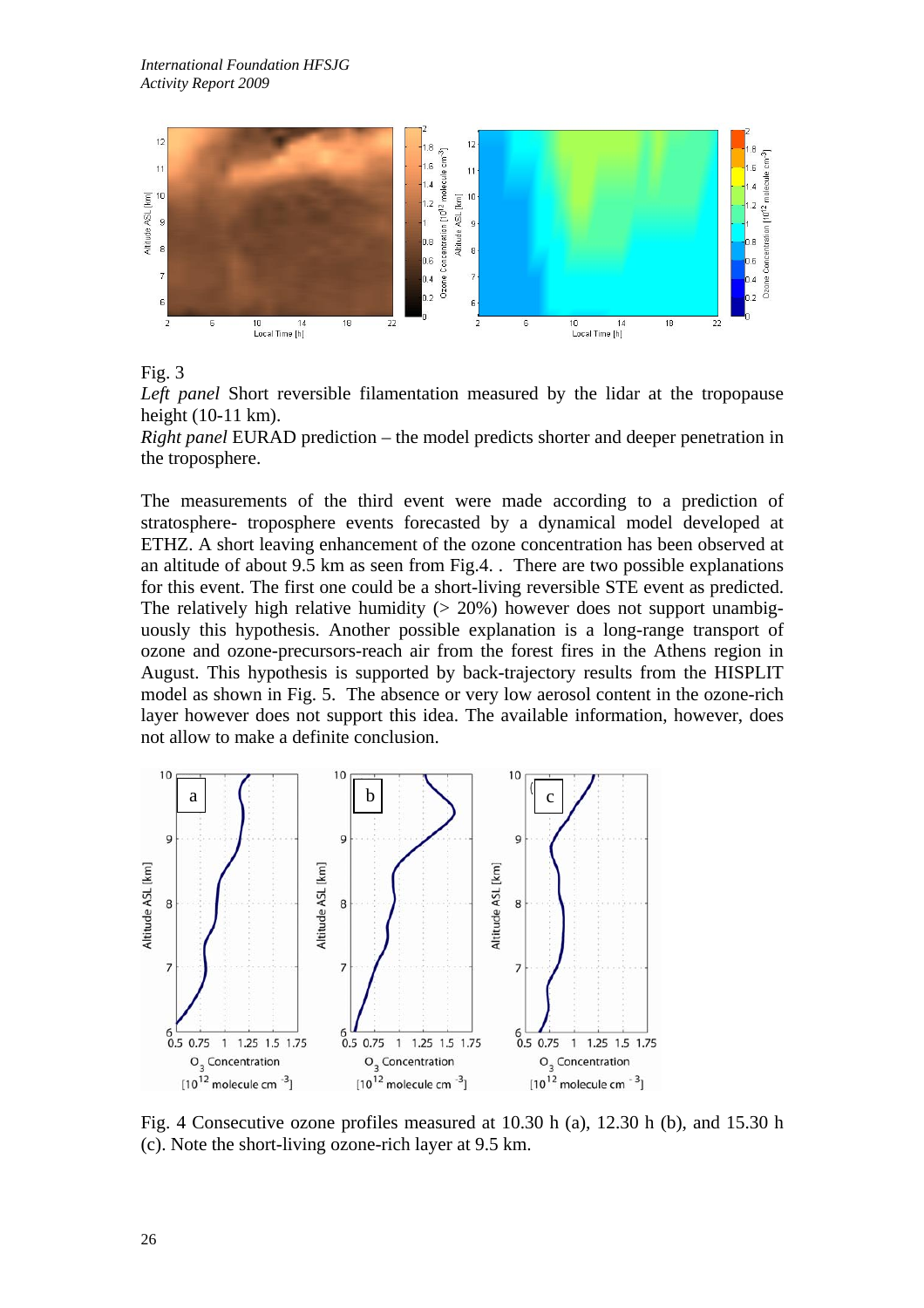Fig. 3

*Left panel* Short reversible filamentation measured by the lidar at the tropopause height (10-11 km).

*Right panel* EURAD prediction – the model predicts shorter and deeper penetration in the troposphere.

The measurements of the third event were made according to a prediction of stratosphere- troposphere events forecasted by a dynamical model developed at ETHZ. A short leaving enhancement of the ozone concentration has been observed at an altitude of about 9.5 km as seen from Fig.4. . There are two possible explanations for this event. The first one could be a short-living reversible STE event as predicted. The relatively high relative humidity (> 20%) however does not support unambiguously this hypothesis. Another possible explanation is a long-range transport of ozone and ozone-precursors-reach air from the forest fires in the Athens region in August. This hypothesis is supported by back-trajectory results from the HISPLIT model as shown in Fig. 5. The absence or very low aerosol content in the ozone-rich layer however does not support this idea. The available information, however, does not allow to make a definite conclusion.

Fig. 4 Consecutive ozone profiles measured at 10.30 h (a), 12.30 h (b), and 15.30 h (c). Note the short-living ozone-rich layer at 9.5 km.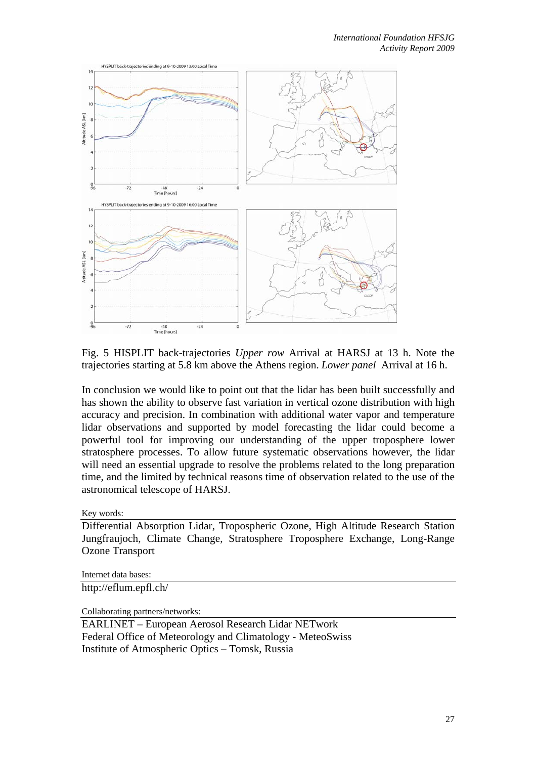Fig. 5 HISPLIT back-trajectories *Upper row* Arrival at HARSJ at 13 h. Note the trajectories starting at 5.8 km above the Athens region. *Lower panel* Arrival at 16 h.

In conclusion we would like to point out that the lidar has been built successfully and has shown the ability to observe fast variation in vertical ozone distribution with high accuracy and precision. In combination with additional water vapor and temperature lidar observations and supported by model forecasting the lidar could become a powerful tool for improving our understanding of the upper troposphere lower stratosphere processes. To allow future systematic observations however, the lidar will need an essential upgrade to resolve the problems related to the long preparation time, and the limited by technical reasons time of observation related to the use of the astronomical telescope of HARSJ.

Key words:

Differential Absorption Lidar, Tropospheric Ozone, High Altitude Research Station Jungfraujoch, Climate Change, Stratosphere Troposphere Exchange, Long-Range Ozone Transport

Internet data bases:

http://eflum.epfl.ch/

Collaborating partners/networks:

EARLINET – European Aerosol Research Lidar NETwork
Federal Office of Meteorology and Climatology - MeteoSwiss
Institute of Atmospheric Optics – Tomsk, Russia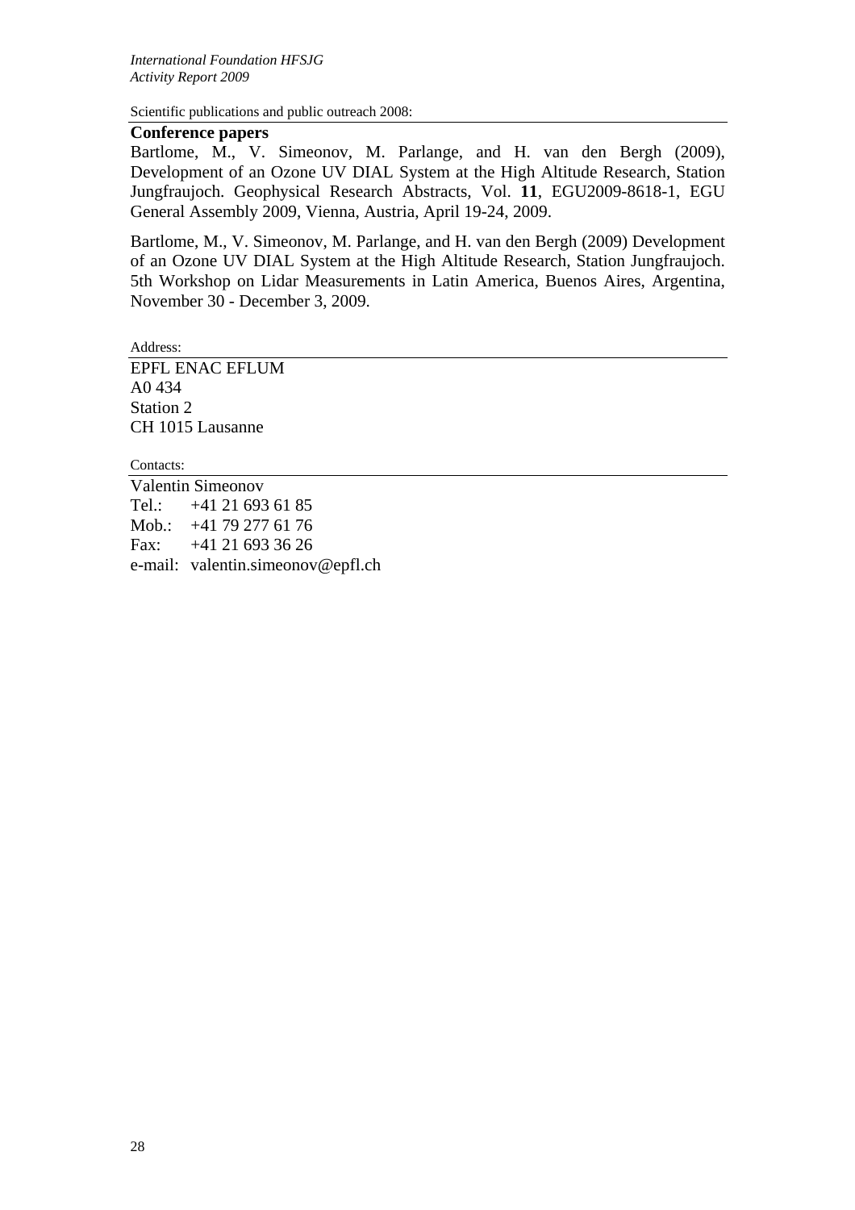Scientific publications and public outreach 2008:

## Conference papers

Bartlome, M., V. Simeonov, M. Parlange, and H. van den Bergh (2009), Development of an Ozone UV DIAL System at the High Altitude Research, Station Jungfraujoch. Geophysical Research Abstracts, Vol. **11**, EGU2009-8618-1, EGU General Assembly 2009, Vienna, Austria, April 19-24, 2009.

Bartlome, M., V. Simeonov, M. Parlange, and H. van den Bergh (2009) Development of an Ozone UV DIAL System at the High Altitude Research, Station Jungfraujoch. 5th Workshop on Lidar Measurements in Latin America, Buenos Aires, Argentina, November 30 - December 3, 2009.

Address:

EPFL ENAC EFLUM
A0 434
Station 2
CH 1015 Lausanne

Contacts:

Valentin Simeonov
Tel.: +41 21 693 61 85
Mob.: +41 79 277 61 76
Fax: +41 21 693 36 26
e-mail: valentin.simeonov@epfl.ch